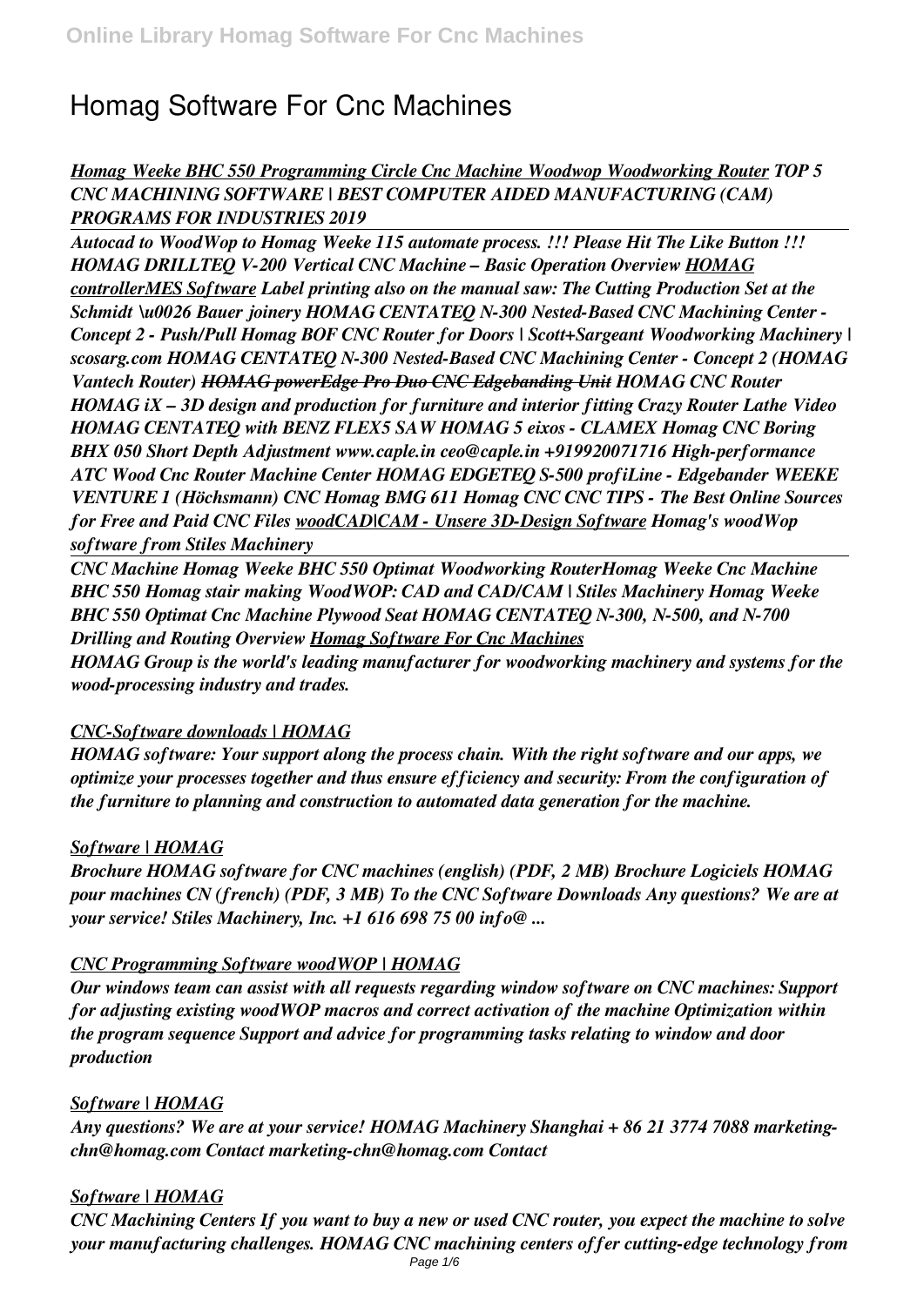# Homag Software For Cnc Machines

***Homag Weeke BHC 550 Programming Circle Cnc Machine Woodwop Woodworking Router*** ***TOP 5 CNC MACHINING SOFTWARE | BEST COMPUTER AIDED MANUFACTURING (CAM) PROGRAMS FOR INDUSTRIES 2019***

***Autocad to WoodWop to Homag Weeke 115 automate process. !!! Please Hit The Like Button !!!*** ***HOMAG DRILLTEQ V-200 Vertical CNC Machine – Basic Operation Overview*** ***HOMAG controllerMES Software*** ***Label printing also on the manual saw: The Cutting Production Set at the Schmidt \u0026 Bauer joinery*** ***HOMAG CENTATEQ N-300 Nested-Based CNC Machining Center - Concept 2 - Push/Pull*** ***Homag BOF CNC Router for Doors | Scott+Sargeant Woodworking Machinery | scosarg.com*** ***HOMAG CENTATEQ N-300 Nested-Based CNC Machining Center - Concept 2 (HOMAG Vantech Router)*** ***~~HOMAG powerEdge Pro Duo CNC Edgebanding Unit~~*** ***HOMAG CNC Router*** ***HOMAG iX – 3D design and production for furniture and interior fitting*** ***Crazy Router Lathe Video*** ***HOMAG CENTATEQ with BENZ FLEX5 SAW*** ***HOMAG 5 eixos - CLAMEX*** ***Homag CNC Boring BHX 050 Short Depth Adjustment www.caple.in ceo@caple.in +919920071716*** ***High-performance ATC Wood Cnc Router Machine Center*** ***HOMAG EDGETEQ S-500 profiLine - Edgebander*** ***WEEKE VENTURE 1 (Höchsmann)*** ***CNC Homag BMG 611*** ***Homag CNC*** ***CNC TIPS - The Best Online Sources for Free and Paid CNC Files*** ***woodCAD|CAM - Unsere 3D-Design Software*** ***Homag's woodWop software from Stiles Machinery***

***CNC Machine Homag Weeke BHC 550 Optimat Woodworking Router*** ***Homag Weeke Cnc Machine BHC 550 Homag stair making*** ***WoodWOP: CAD and CAD/CAM | Stiles Machinery*** ***Homag Weeke BHC 550 Optimat Cnc Machine Plywood Seat*** ***HOMAG CENTATEQ N-300, N-500, and N-700 Drilling and Routing Overview*** ***Homag Software For Cnc Machines***

***HOMAG Group is the world's leading manufacturer for woodworking machinery and systems for the wood-processing industry and trades.***

***CNC-Software downloads | HOMAG***

***HOMAG software: Your support along the process chain. With the right software and our apps, we optimize your processes together and thus ensure efficiency and security: From the configuration of the furniture to planning and construction to automated data generation for the machine.***

***Software | HOMAG***

***Brochure HOMAG software for CNC machines (english) (PDF, 2 MB) Brochure Logiciels HOMAG pour machines CN (french) (PDF, 3 MB) To the CNC Software Downloads Any questions? We are at your service! Stiles Machinery, Inc. +1 616 698 75 00 info@ ...***

***CNC Programming Software woodWOP | HOMAG***

***Our windows team can assist with all requests regarding window software on CNC machines: Support for adjusting existing woodWOP macros and correct activation of the machine Optimization within the program sequence Support and advice for programming tasks relating to window and door production***

***Software | HOMAG***

***Any questions? We are at your service! HOMAG Machinery Shanghai + 86 21 3774 7088 marketing-chn@homag.com Contact marketing-chn@homag.com Contact***

***Software | HOMAG***

***CNC Machining Centers If you want to buy a new or used CNC router, you expect the machine to solve your manufacturing challenges. HOMAG CNC machining centers offer cutting-edge technology from***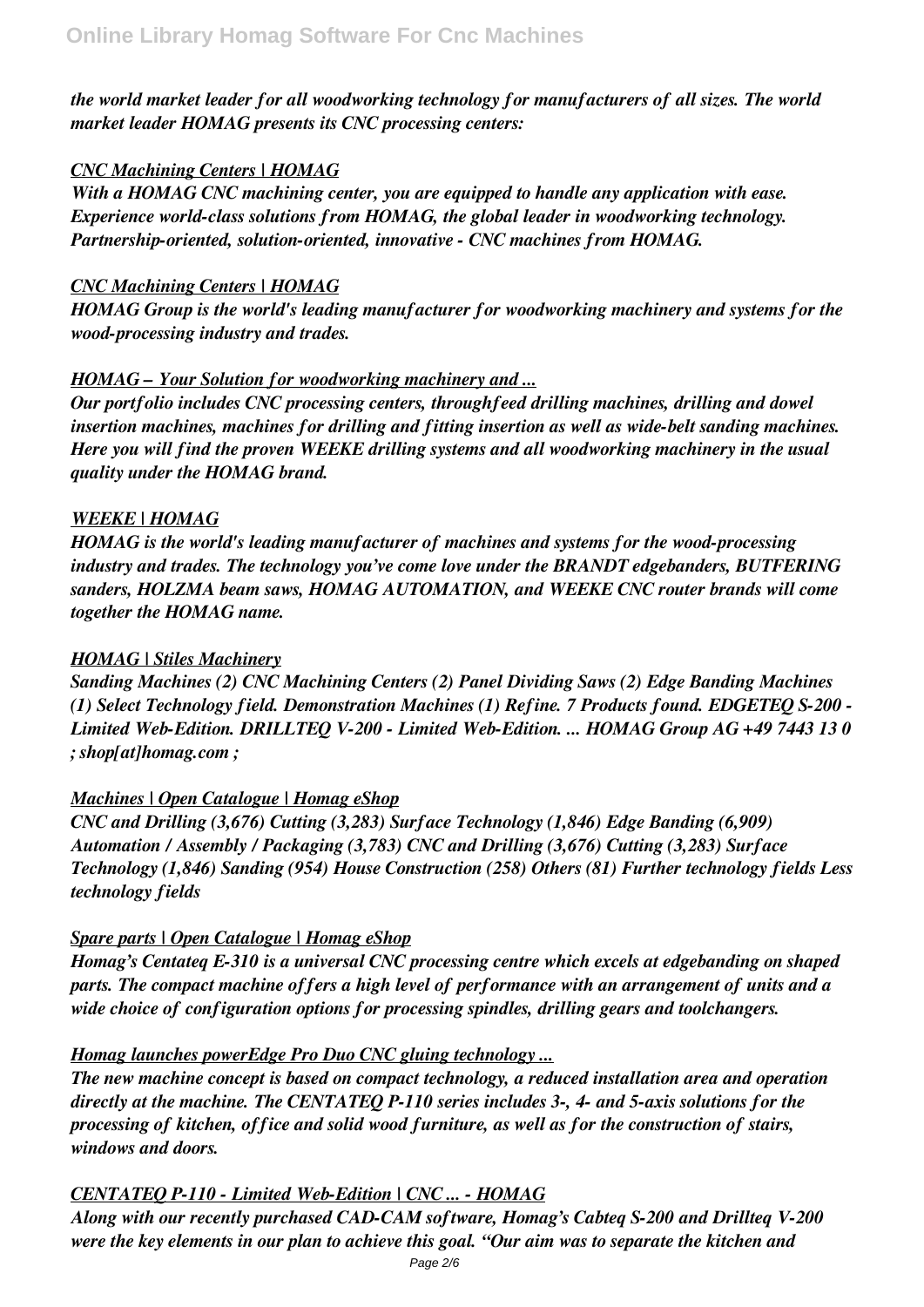*the world market leader for all woodworking technology for manufacturers of all sizes. The world market leader HOMAG presents its CNC processing centers:*

### *CNC Machining Centers | HOMAG*

*With a HOMAG CNC machining center, you are equipped to handle any application with ease. Experience world-class solutions from HOMAG, the global leader in woodworking technology. Partnership-oriented, solution-oriented, innovative - CNC machines from HOMAG.*

### *CNC Machining Centers | HOMAG*

*HOMAG Group is the world's leading manufacturer for woodworking machinery and systems for the wood-processing industry and trades.*

### *HOMAG – Your Solution for woodworking machinery and ...*

*Our portfolio includes CNC processing centers, throughfeed drilling machines, drilling and dowel insertion machines, machines for drilling and fitting insertion as well as wide-belt sanding machines. Here you will find the proven WEEKE drilling systems and all woodworking machinery in the usual quality under the HOMAG brand.*

### *WEEKE | HOMAG*

*HOMAG is the world's leading manufacturer of machines and systems for the wood-processing industry and trades. The technology you've come love under the BRANDT edgebanders, BUTFERING sanders, HOLZMA beam saws, HOMAG AUTOMATION, and WEEKE CNC router brands will come together the HOMAG name.*

### *HOMAG | Stiles Machinery*

*Sanding Machines (2) CNC Machining Centers (2) Panel Dividing Saws (2) Edge Banding Machines (1) Select Technology field. Demonstration Machines (1) Refine. 7 Products found. EDGETEQ S-200 - Limited Web-Edition. DRILLTEQ V-200 - Limited Web-Edition. ... HOMAG Group AG +49 7443 13 0 ; shop[at]homag.com ;*

### *Machines | Open Catalogue | Homag eShop*

*CNC and Drilling (3,676) Cutting (3,283) Surface Technology (1,846) Edge Banding (6,909) Automation / Assembly / Packaging (3,783) CNC and Drilling (3,676) Cutting (3,283) Surface Technology (1,846) Sanding (954) House Construction (258) Others (81) Further technology fields Less technology fields*

### *Spare parts | Open Catalogue | Homag eShop*

*Homag's Centateq E-310 is a universal CNC processing centre which excels at edgebanding on shaped parts. The compact machine offers a high level of performance with an arrangement of units and a wide choice of configuration options for processing spindles, drilling gears and toolchangers.*

### *Homag launches powerEdge Pro Duo CNC gluing technology ...*

*The new machine concept is based on compact technology, a reduced installation area and operation directly at the machine. The CENTATEQ P-110 series includes 3-, 4- and 5-axis solutions for the processing of kitchen, office and solid wood furniture, as well as for the construction of stairs, windows and doors.*

### *CENTATEQ P-110 - Limited Web-Edition | CNC ... - HOMAG*

*Along with our recently purchased CAD-CAM software, Homag's Cabteq S-200 and Drillteq V-200 were the key elements in our plan to achieve this goal. "Our aim was to separate the kitchen and*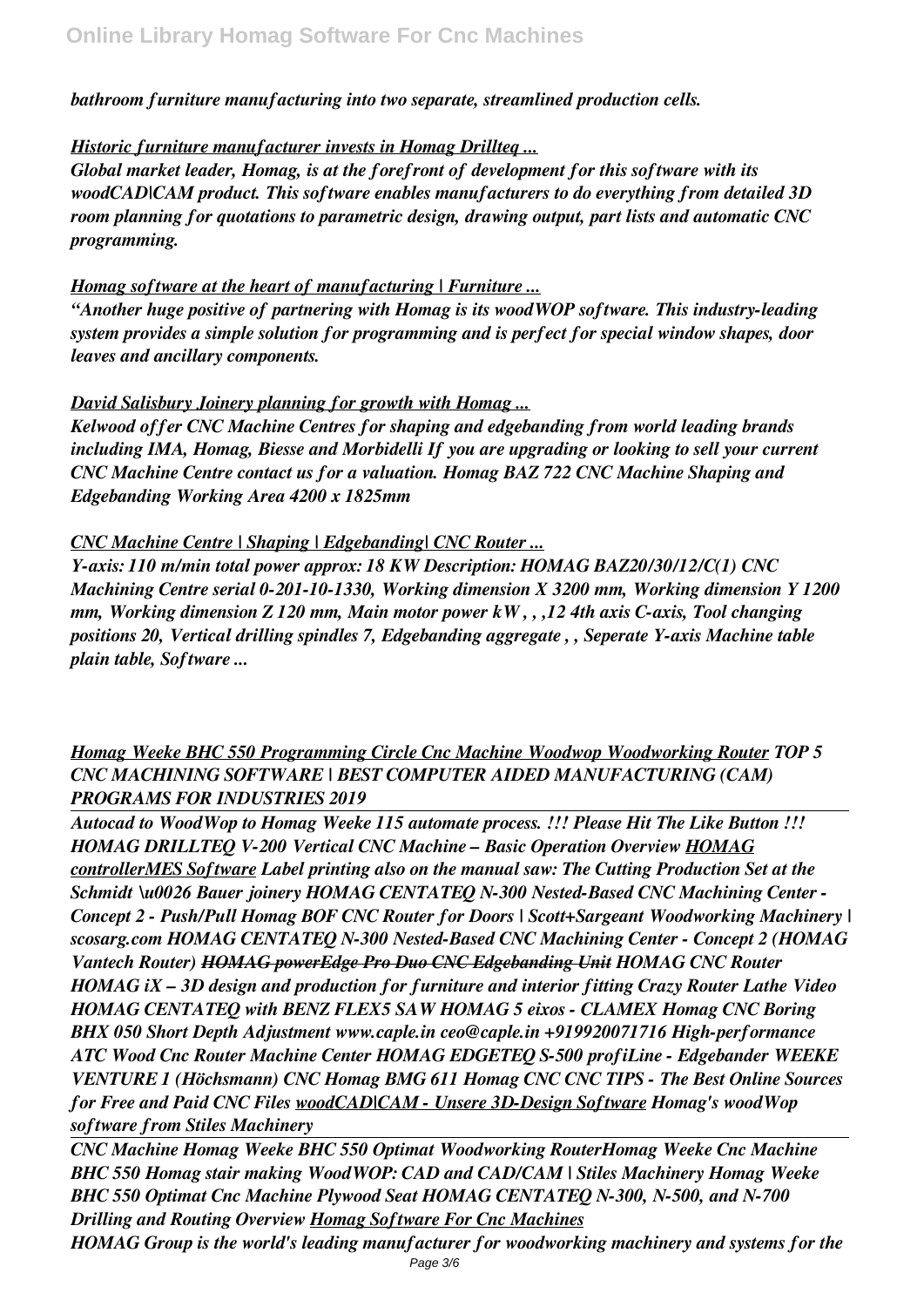*bathroom furniture manufacturing into two separate, streamlined production cells.*

*Historic furniture manufacturer invests in Homag Drillteq ...*

*Global market leader, Homag, is at the forefront of development for this software with its woodCAD|CAM product. This software enables manufacturers to do everything from detailed 3D room planning for quotations to parametric design, drawing output, part lists and automatic CNC programming.*

*Homag software at the heart of manufacturing | Furniture ...*

*"Another huge positive of partnering with Homag is its woodWOP software. This industry-leading system provides a simple solution for programming and is perfect for special window shapes, door leaves and ancillary components.*

*David Salisbury Joinery planning for growth with Homag ...*

*Kelwood offer CNC Machine Centres for shaping and edgebanding from world leading brands including IMA, Homag, Biesse and Morbidelli If you are upgrading or looking to sell your current CNC Machine Centre contact us for a valuation. Homag BAZ 722 CNC Machine Shaping and Edgebanding Working Area 4200 x 1825mm*

*CNC Machine Centre | Shaping | Edgebanding| CNC Router ...*

*Y-axis: 110 m/min total power approx: 18 KW Description: HOMAG BAZ20/30/12/C(1) CNC Machining Centre serial 0-201-10-1330, Working dimension X 3200 mm, Working dimension Y 1200 mm, Working dimension Z 120 mm, Main motor power kW , , ,12 4th axis C-axis, Tool changing positions 20, Vertical drilling spindles 7, Edgebanding aggregate , , Seperate Y-axis Machine table plain table, Software ...*

*Homag Weeke BHC 550 Programming Circle Cnc Machine Woodwop Woodworking Router TOP 5 CNC MACHINING SOFTWARE | BEST COMPUTER AIDED MANUFACTURING (CAM) PROGRAMS FOR INDUSTRIES 2019*

*Autocad to WoodWop to Homag Weeke 115 automate process. !!! Please Hit The Like Button !!! HOMAG DRILLTEQ V-200 Vertical CNC Machine – Basic Operation Overview HOMAG controllerMES Software Label printing also on the manual saw: The Cutting Production Set at the Schmidt \u0026 Bauer joinery HOMAG CENTATEQ N-300 Nested-Based CNC Machining Center - Concept 2 - Push/Pull Homag BOF CNC Router for Doors | Scott+Sargeant Woodworking Machinery | scosarg.com HOMAG CENTATEQ N-300 Nested-Based CNC Machining Center - Concept 2 (HOMAG Vantech Router) ~~HOMAG powerEdge Pro Duo CNC Edgebanding Unit~~ HOMAG CNC Router HOMAG iX – 3D design and production for furniture and interior fitting Crazy Router Lathe Video HOMAG CENTATEQ with BENZ FLEX5 SAW HOMAG 5 eixos - CLAMEX Homag CNC Boring BHX 050 Short Depth Adjustment www.caple.in ceo@caple.in +919920071716 High-performance ATC Wood Cnc Router Machine Center HOMAG EDGETEQ S-500 profiLine - Edgebander WEEKE VENTURE 1 (Höchsmann) CNC Homag BMG 611 Homag CNC CNC TIPS - The Best Online Sources for Free and Paid CNC Files woodCAD|CAM - Unsere 3D-Design Software Homag's woodWop software from Stiles Machinery*

*CNC Machine Homag Weeke BHC 550 Optimat Woodworking RouterHomag Weeke Cnc Machine BHC 550 Homag stair making WoodWOP: CAD and CAD/CAM | Stiles Machinery Homag Weeke BHC 550 Optimat Cnc Machine Plywood Seat HOMAG CENTATEQ N-300, N-500, and N-700 Drilling and Routing Overview Homag Software For Cnc Machines*

*HOMAG Group is the world's leading manufacturer for woodworking machinery and systems for the*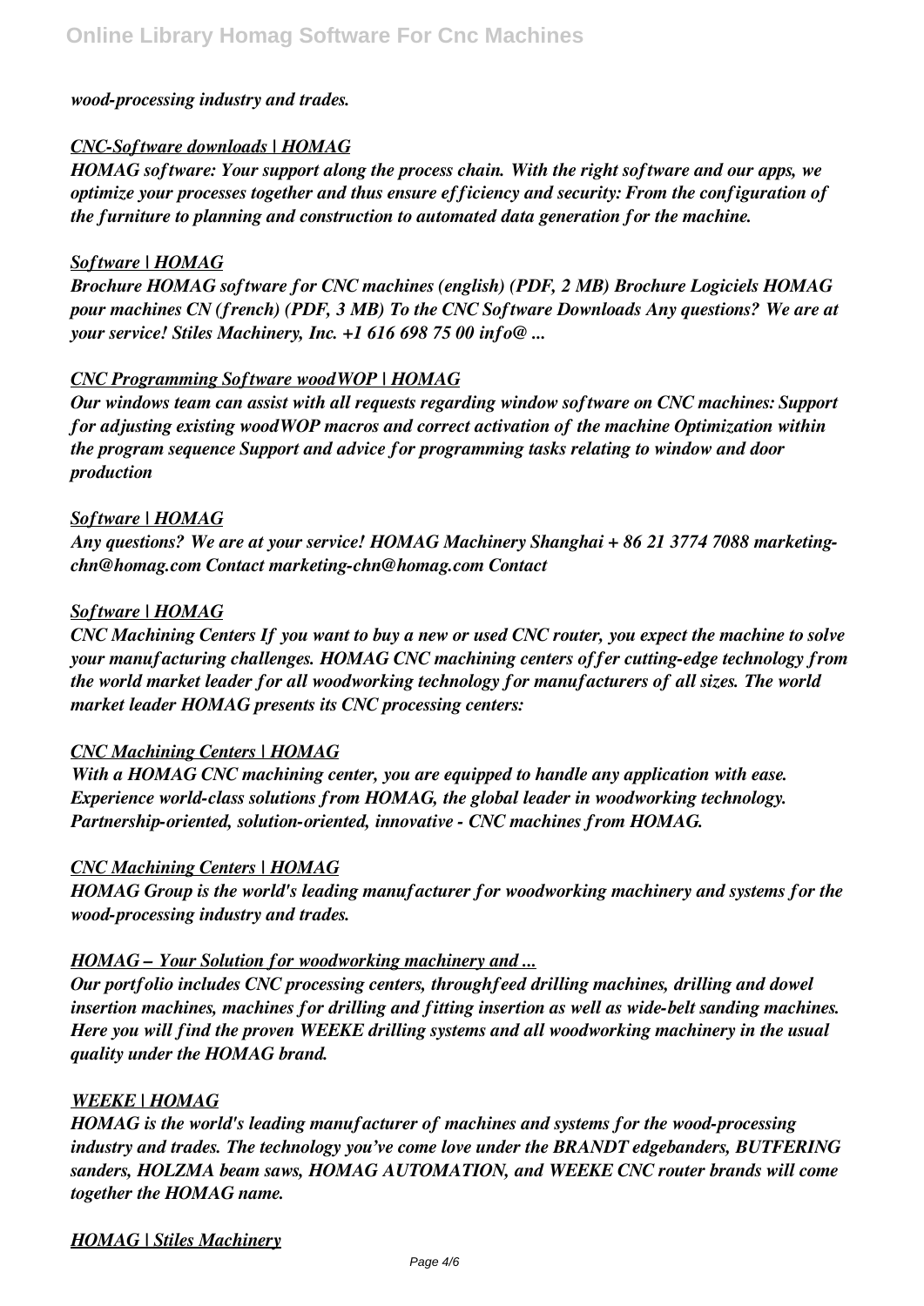*wood-processing industry and trades.*

*CNC-Software downloads | HOMAG*

*HOMAG software: Your support along the process chain. With the right software and our apps, we optimize your processes together and thus ensure efficiency and security: From the configuration of the furniture to planning and construction to automated data generation for the machine.*

*Software | HOMAG*

*Brochure HOMAG software for CNC machines (english) (PDF, 2 MB) Brochure Logiciels HOMAG pour machines CN (french) (PDF, 3 MB) To the CNC Software Downloads Any questions? We are at your service! Stiles Machinery, Inc. +1 616 698 75 00 info@ ...*

*CNC Programming Software woodWOP | HOMAG*

*Our windows team can assist with all requests regarding window software on CNC machines: Support for adjusting existing woodWOP macros and correct activation of the machine Optimization within the program sequence Support and advice for programming tasks relating to window and door production*

*Software | HOMAG*

*Any questions? We are at your service! HOMAG Machinery Shanghai + 86 21 3774 7088 marketing-chn@homag.com Contact marketing-chn@homag.com Contact*

*Software | HOMAG*

*CNC Machining Centers If you want to buy a new or used CNC router, you expect the machine to solve your manufacturing challenges. HOMAG CNC machining centers offer cutting-edge technology from the world market leader for all woodworking technology for manufacturers of all sizes. The world market leader HOMAG presents its CNC processing centers:*

*CNC Machining Centers | HOMAG*

*With a HOMAG CNC machining center, you are equipped to handle any application with ease. Experience world-class solutions from HOMAG, the global leader in woodworking technology. Partnership-oriented, solution-oriented, innovative - CNC machines from HOMAG.*

*CNC Machining Centers | HOMAG*

*HOMAG Group is the world's leading manufacturer for woodworking machinery and systems for the wood-processing industry and trades.*

*HOMAG – Your Solution for woodworking machinery and ...*

*Our portfolio includes CNC processing centers, throughfeed drilling machines, drilling and dowel insertion machines, machines for drilling and fitting insertion as well as wide-belt sanding machines. Here you will find the proven WEEKE drilling systems and all woodworking machinery in the usual quality under the HOMAG brand.*

*WEEKE | HOMAG*

*HOMAG is the world's leading manufacturer of machines and systems for the wood-processing industry and trades. The technology you've come love under the BRANDT edgebanders, BUTFERING sanders, HOLZMA beam saws, HOMAG AUTOMATION, and WEEKE CNC router brands will come together the HOMAG name.*

*HOMAG | Stiles Machinery*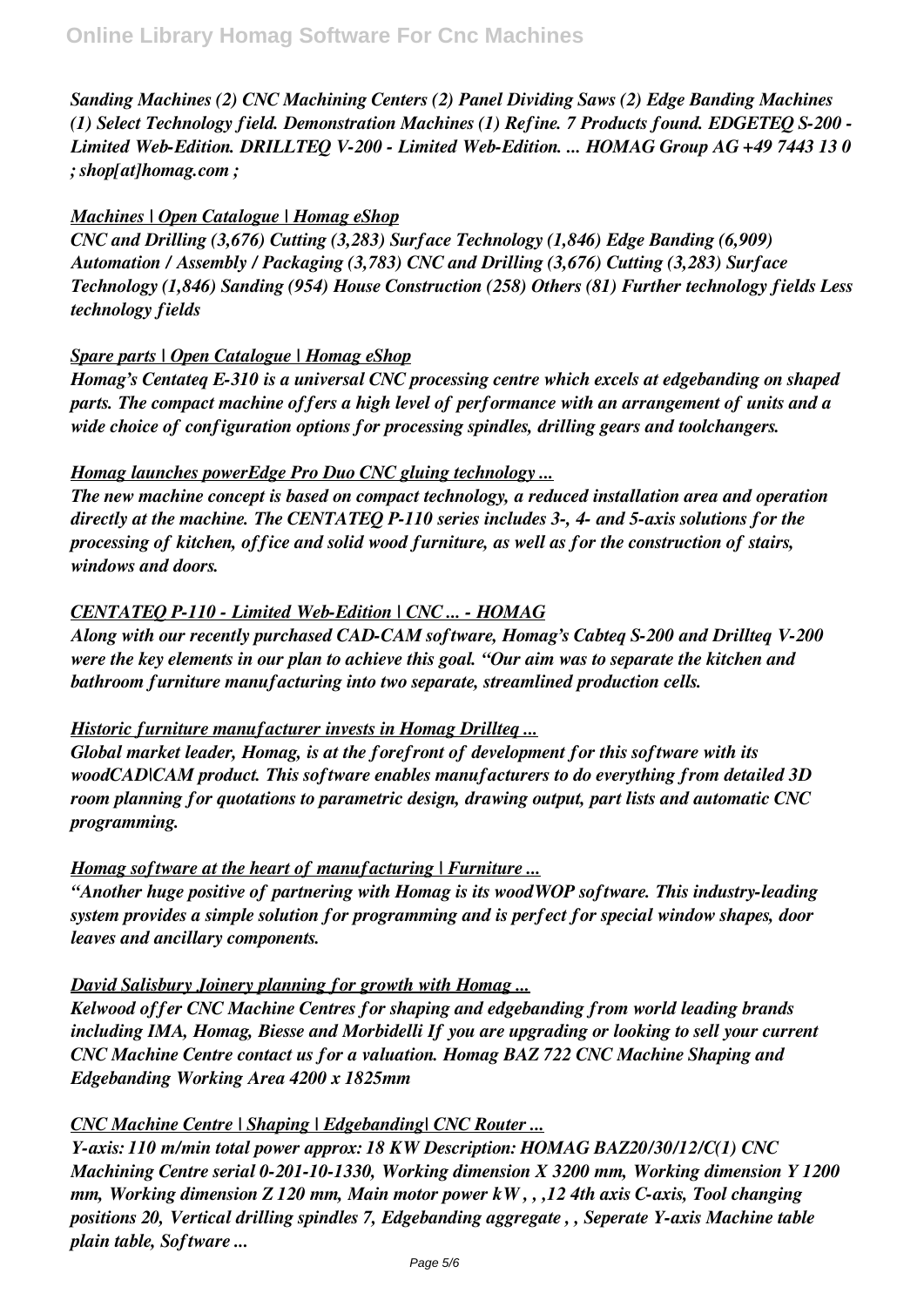*Sanding Machines (2) CNC Machining Centers (2) Panel Dividing Saws (2) Edge Banding Machines (1) Select Technology field. Demonstration Machines (1) Refine. 7 Products found. EDGETEQ S-200 - Limited Web-Edition. DRILLTEQ V-200 - Limited Web-Edition. ... HOMAG Group AG +49 7443 13 0 ; shop[at]homag.com ;*

*Machines | Open Catalogue | Homag eShop*

*CNC and Drilling (3,676) Cutting (3,283) Surface Technology (1,846) Edge Banding (6,909) Automation / Assembly / Packaging (3,783) CNC and Drilling (3,676) Cutting (3,283) Surface Technology (1,846) Sanding (954) House Construction (258) Others (81) Further technology fields Less technology fields*

*Spare parts | Open Catalogue | Homag eShop*

*Homag's Centateq E-310 is a universal CNC processing centre which excels at edgebanding on shaped parts. The compact machine offers a high level of performance with an arrangement of units and a wide choice of configuration options for processing spindles, drilling gears and toolchangers.*

*Homag launches powerEdge Pro Duo CNC gluing technology ...*

*The new machine concept is based on compact technology, a reduced installation area and operation directly at the machine. The CENTATEQ P-110 series includes 3-, 4- and 5-axis solutions for the processing of kitchen, office and solid wood furniture, as well as for the construction of stairs, windows and doors.*

*CENTATEQ P-110 - Limited Web-Edition | CNC ... - HOMAG*

*Along with our recently purchased CAD-CAM software, Homag's Cabteq S-200 and Drillteq V-200 were the key elements in our plan to achieve this goal. "Our aim was to separate the kitchen and bathroom furniture manufacturing into two separate, streamlined production cells.*

*Historic furniture manufacturer invests in Homag Drillteq ...*

*Global market leader, Homag, is at the forefront of development for this software with its woodCAD|CAM product. This software enables manufacturers to do everything from detailed 3D room planning for quotations to parametric design, drawing output, part lists and automatic CNC programming.*

*Homag software at the heart of manufacturing | Furniture ...*

*"Another huge positive of partnering with Homag is its woodWOP software. This industry-leading system provides a simple solution for programming and is perfect for special window shapes, door leaves and ancillary components.*

*David Salisbury Joinery planning for growth with Homag ...*

*Kelwood offer CNC Machine Centres for shaping and edgebanding from world leading brands including IMA, Homag, Biesse and Morbidelli If you are upgrading or looking to sell your current CNC Machine Centre contact us for a valuation. Homag BAZ 722 CNC Machine Shaping and Edgebanding Working Area 4200 x 1825mm*

*CNC Machine Centre | Shaping | Edgebanding| CNC Router ...*

*Y-axis: 110 m/min total power approx: 18 KW Description: HOMAG BAZ20/30/12/C(1) CNC Machining Centre serial 0-201-10-1330, Working dimension X 3200 mm, Working dimension Y 1200 mm, Working dimension Z 120 mm, Main motor power kW , , ,12 4th axis C-axis, Tool changing positions 20, Vertical drilling spindles 7, Edgebanding aggregate , , Seperate Y-axis Machine table plain table, Software ...*